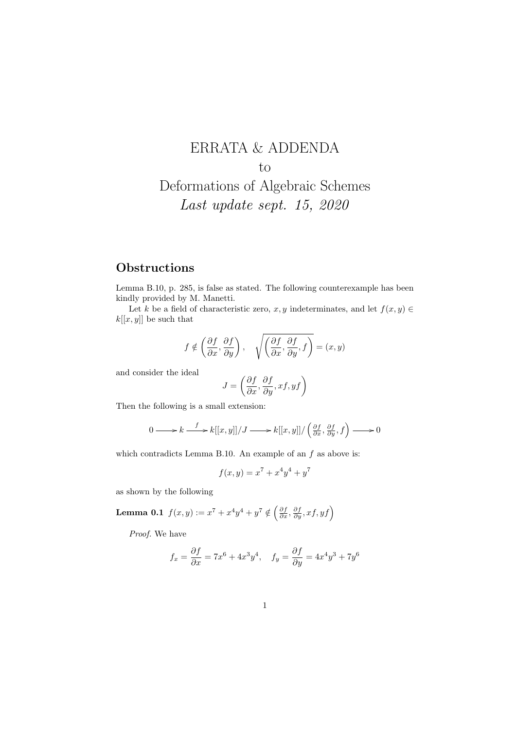# ERRATA & ADDENDA
to
Deformations of Algebraic Schemes
*Last update sept. 15, 2020*

## Obstructions

Lemma B.10, p. 285, is false as stated. The following counterexample has been kindly provided by M. Manetti.

Let $k$ be a field of characteristic zero, $x, y$ indeterminates, and let $f(x,y) \in k[[x,y]]$ be such that

$$f \notin \left(\frac{\partial f}{\partial x}, \frac{\partial f}{\partial y}\right), \quad \sqrt{\left(\frac{\partial f}{\partial x}, \frac{\partial f}{\partial y}, f\right)} = (x,y)$$

and consider the ideal

$$J = \left(\frac{\partial f}{\partial x}, \frac{\partial f}{\partial y}, xf, yf\right)$$

Then the following is a small extension:

$$0 \longrightarrow k \xrightarrow{\ f\ } k[[x,y]]/J \longrightarrow k[[x,y]]/\left(\tfrac{\partial f}{\partial x}, \tfrac{\partial f}{\partial y}, f\right) \longrightarrow 0$$

which contradicts Lemma B.10. An example of an $f$ as above is:

$$f(x,y) = x^7 + x^4y^4 + y^7$$

as shown by the following

**Lemma 0.1** $f(x,y) := x^7 + x^4y^4 + y^7 \notin \left(\frac{\partial f}{\partial x}, \frac{\partial f}{\partial y}, xf, yf\right)$

*Proof.* We have

$$f_x = \frac{\partial f}{\partial x} = 7x^6 + 4x^3y^4, \quad f_y = \frac{\partial f}{\partial y} = 4x^4y^3 + 7y^6$$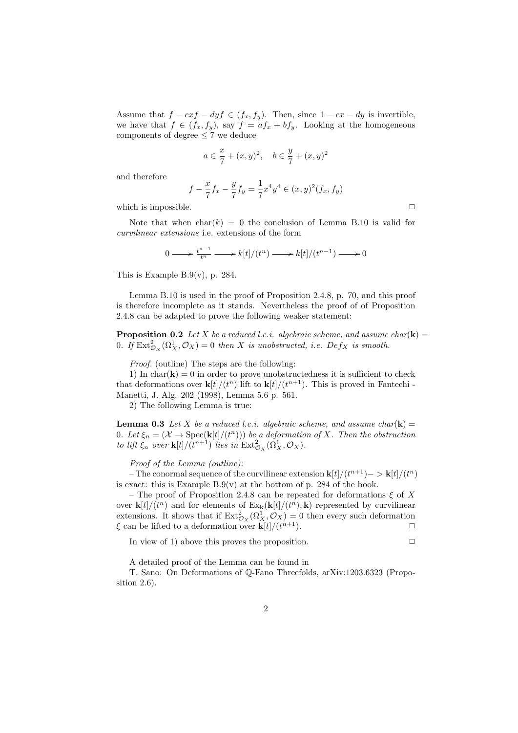Assume that $f - cxf - dyf \in (f_x, f_y)$. Then, since $1 - cx - dy$ is invertible, we have that $f \in (f_x, f_y)$, say $f = af_x + bf_y$. Looking at the homogeneous components of degree $\leq 7$ we deduce

$$a \in \frac{x}{7} + (x,y)^2, \quad b \in \frac{y}{7} + (x,y)^2$$

and therefore

$$f - \frac{x}{7}f_x - \frac{y}{7}f_y = \frac{1}{7}x^4y^4 \in (x,y)^2(f_x, f_y)$$

which is impossible. □

Note that when $\mathrm{char}(k) = 0$ the conclusion of Lemma B.10 is valid for *curvilinear extensions* i.e. extensions of the form

$$0 \longrightarrow \frac{t^{n-1}}{t^n} \longrightarrow k[t]/(t^n) \longrightarrow k[t]/(t^{n-1}) \longrightarrow 0$$

This is Example B.9(v), p. 284.

Lemma B.10 is used in the proof of Proposition 2.4.8, p. 70, and this proof is therefore incomplete as it stands. Nevertheless the proof of of Proposition 2.4.8 can be adapted to prove the following weaker statement:

**Proposition 0.2** *Let $X$ be a reduced l.c.i. algebraic scheme, and assume char$(\mathbf{k}) = 0$. If $\mathrm{Ext}^2_{\mathcal{O}_X}(\Omega^1_X, \mathcal{O}_X) = 0$ then $X$ is unobstructed, i.e. $Def_X$ is smooth.*

*Proof.* (outline) The steps are the following:

1) In $\mathrm{char}(\mathbf{k}) = 0$ in order to prove unobstructedness it is sufficient to check that deformations over $\mathbf{k}[t]/(t^n)$ lift to $\mathbf{k}[t]/(t^{n+1})$. This is proved in Fantechi - Manetti, J. Alg. 202 (1998), Lemma 5.6 p. 561.

2) The following Lemma is true:

**Lemma 0.3** *Let $X$ be a reduced l.c.i. algebraic scheme, and assume char$(\mathbf{k}) = 0$. Let $\xi_n = (\mathcal{X} \to \mathrm{Spec}(\mathbf{k}[t]/(t^n)))$ be a deformation of $X$. Then the obstruction to lift $\xi_n$ over $\mathbf{k}[t]/(t^{n+1})$ lies in $\mathrm{Ext}^2_{\mathcal{O}_X}(\Omega^1_X, \mathcal{O}_X)$.*

*Proof of the Lemma (outline):*

– The conormal sequence of the curvilinear extension $\mathbf{k}[t]/(t^{n+1}) -> \mathbf{k}[t]/(t^n)$ is exact: this is Example B.9(v) at the bottom of p. 284 of the book.

– The proof of Proposition 2.4.8 can be repeated for deformations $\xi$ of $X$ over $\mathbf{k}[t]/(t^n)$ and for elements of $\mathrm{Ex}_{\mathbf{k}}(\mathbf{k}[t]/(t^n), \mathbf{k})$ represented by curvilinear extensions. It shows that if $\mathrm{Ext}^2_{\mathcal{O}_X}(\Omega^1_X, \mathcal{O}_X) = 0$ then every such deformation $\xi$ can be lifted to a deformation over $\mathbf{k}[t]/(t^{n+1})$. □

In view of 1) above this proves the proposition. □

A detailed proof of the Lemma can be found in

T. Sano: On Deformations of $\mathbb{Q}$-Fano Threefolds, arXiv:1203.6323 (Proposition 2.6).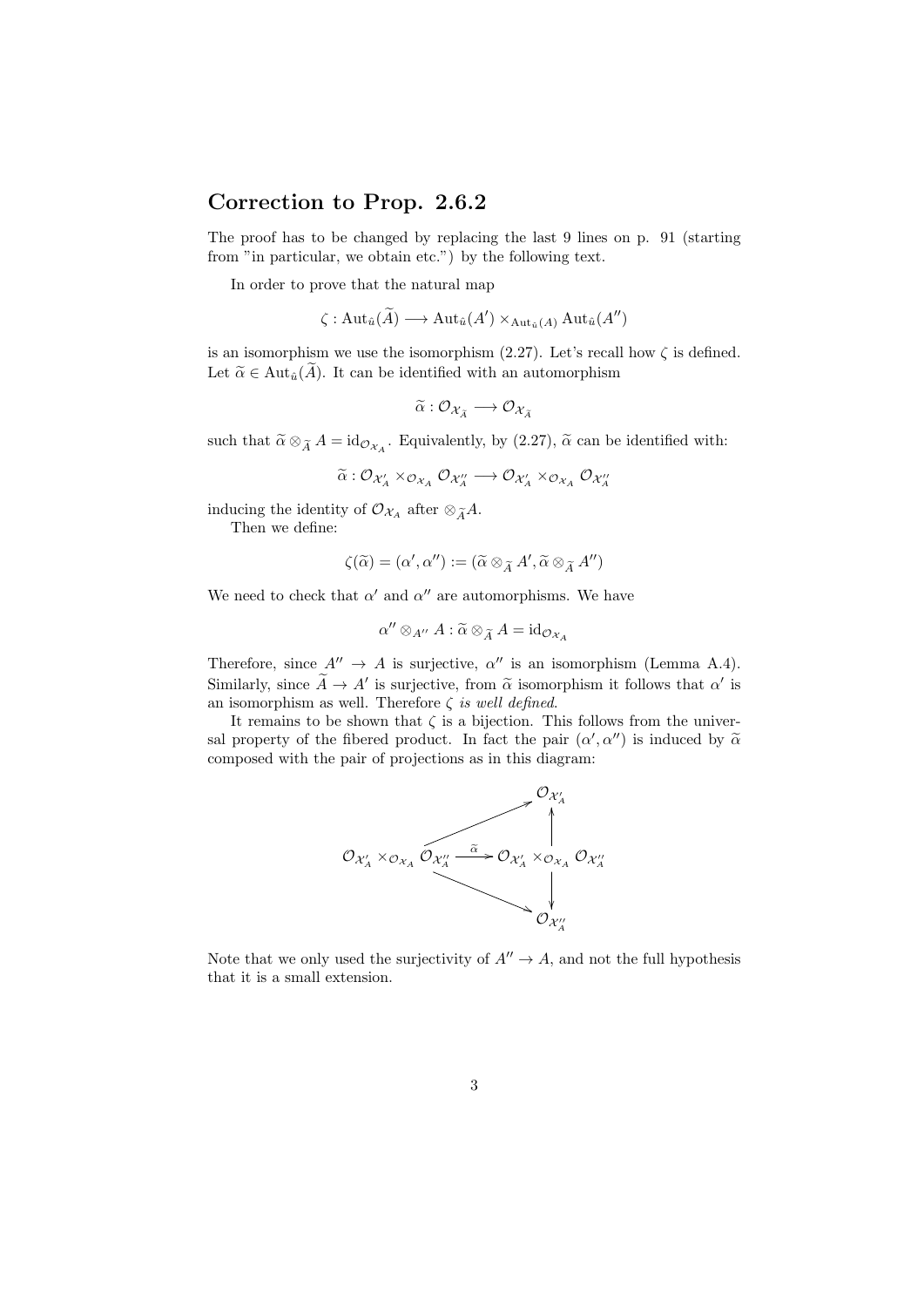## Correction to Prop. 2.6.2

The proof has to be changed by replacing the last 9 lines on p. 91 (starting from "in particular, we obtain etc.") by the following text.

In order to prove that the natural map

$$\zeta : \mathrm{Aut}_{\tilde{u}}(\widetilde{A}) \longrightarrow \mathrm{Aut}_{\tilde{u}}(A') \times_{\mathrm{Aut}_{\tilde{u}}(A)} \mathrm{Aut}_{\tilde{u}}(A'')$$

is an isomorphism we use the isomorphism (2.27). Let's recall how $\zeta$ is defined. Let $\widetilde{\alpha} \in \mathrm{Aut}_{\tilde{u}}(\widetilde{A})$. It can be identified with an automorphism

$$\widetilde{\alpha} : \mathcal{O}_{\mathcal{X}_{\widetilde{A}}} \longrightarrow \mathcal{O}_{\mathcal{X}_{\widetilde{A}}}$$

such that $\widetilde{\alpha} \otimes_{\widetilde{A}} A = \mathrm{id}_{\mathcal{O}_{\mathcal{X}_A}}$. Equivalently, by (2.27), $\widetilde{\alpha}$ can be identified with:

$$\widetilde{\alpha} : \mathcal{O}_{\mathcal{X}'_A} \times_{\mathcal{O}_{\mathcal{X}_A}} \mathcal{O}_{\mathcal{X}''_A} \longrightarrow \mathcal{O}_{\mathcal{X}'_A} \times_{\mathcal{O}_{\mathcal{X}_A}} \mathcal{O}_{\mathcal{X}''_A}$$

inducing the identity of $\mathcal{O}_{\mathcal{X}_A}$ after $\otimes_{\widetilde{A}} A$.

Then we define:

$$\zeta(\widetilde{\alpha}) = (\alpha', \alpha'') := (\widetilde{\alpha} \otimes_{\widetilde{A}} A', \widetilde{\alpha} \otimes_{\widetilde{A}} A'')$$

We need to check that $\alpha'$ and $\alpha''$ are automorphisms. We have

$$\alpha'' \otimes_{A''} A : \widetilde{\alpha} \otimes_{\widetilde{A}} A = \mathrm{id}_{\mathcal{O}_{\mathcal{X}_A}}$$

Therefore, since $A'' \to A$ is surjective, $\alpha''$ is an isomorphism (Lemma A.4). Similarly, since $\widetilde{A} \to A'$ is surjective, from $\widetilde{\alpha}$ isomorphism it follows that $\alpha'$ is an isomorphism as well. Therefore $\zeta$ *is well defined*.

It remains to be shown that $\zeta$ is a bijection. This follows from the universal property of the fibered product. In fact the pair $(\alpha', \alpha'')$ is induced by $\widetilde{\alpha}$ composed with the pair of projections as in this diagram:

$$\begin{array}{ccc}
 & & \mathcal{O}_{\mathcal{X}'_A} \\
 & \nearrow & \uparrow \\
\mathcal{O}_{\mathcal{X}'_A} \times_{\mathcal{O}_{\mathcal{X}_A}} \mathcal{O}_{\mathcal{X}''_A} & \xrightarrow{\widetilde{\alpha}} & \mathcal{O}_{\mathcal{X}'_A} \times_{\mathcal{O}_{\mathcal{X}_A}} \mathcal{O}_{\mathcal{X}''_A} \\
 & \searrow & \downarrow \\
 & & \mathcal{O}_{\mathcal{X}''_A}
\end{array}$$

Note that we only used the surjectivity of $A'' \to A$, and not the full hypothesis that it is a small extension.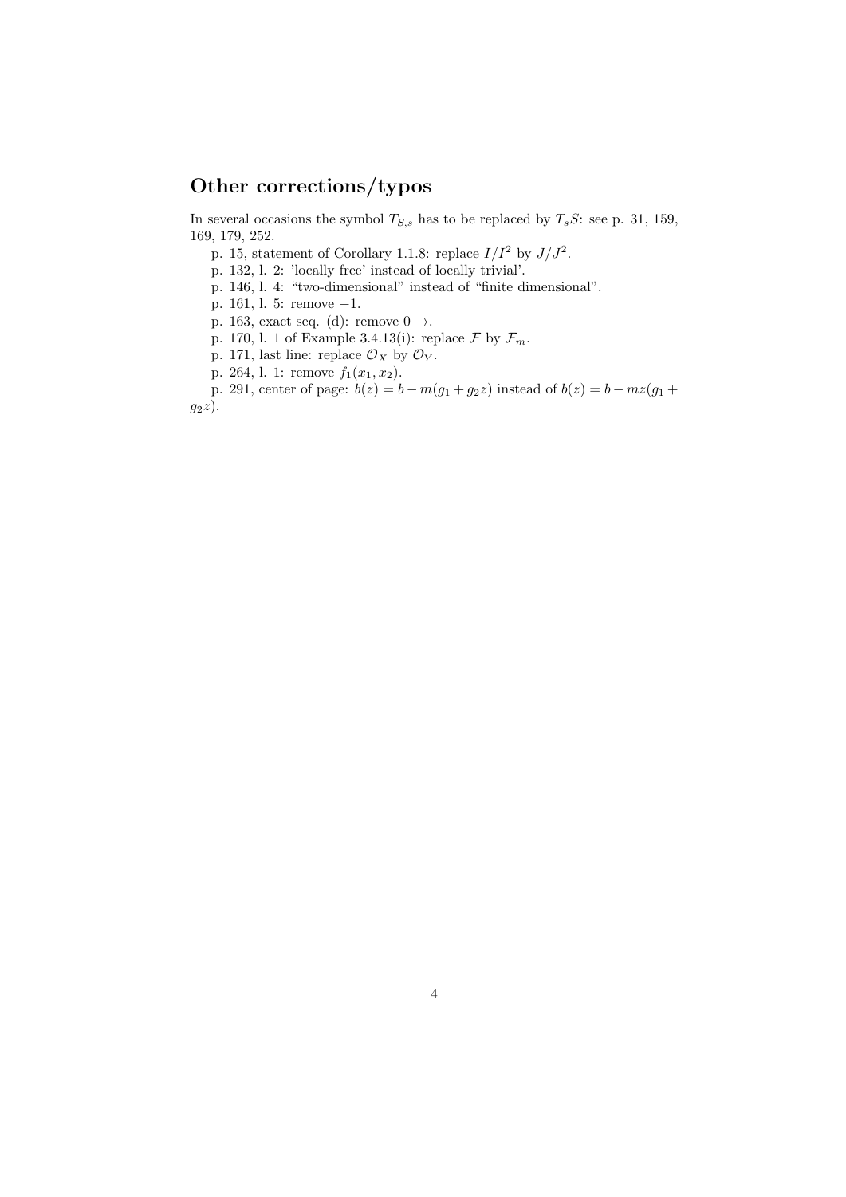## Other corrections/typos

In several occasions the symbol $T_{S,s}$ has to be replaced by $T_sS$: see p. 31, 159, 169, 179, 252.

p. 15, statement of Corollary 1.1.8: replace $I/I^2$ by $J/J^2$.

p. 132, l. 2: 'locally free' instead of locally trivial'.

p. 146, l. 4: "two-dimensional" instead of "finite dimensional".

p. 161, l. 5: remove $-1$.

p. 163, exact seq. (d): remove $0 \to$.

p. 170, l. 1 of Example 3.4.13(i): replace $\mathcal{F}$ by $\mathcal{F}_m$.

p. 171, last line: replace $\mathcal{O}_X$ by $\mathcal{O}_Y$.

p. 264, l. 1: remove $f_1(x_1, x_2)$.

p. 291, center of page: $b(z) = b - m(g_1 + g_2 z)$ instead of $b(z) = b - mz(g_1 + g_2 z)$.